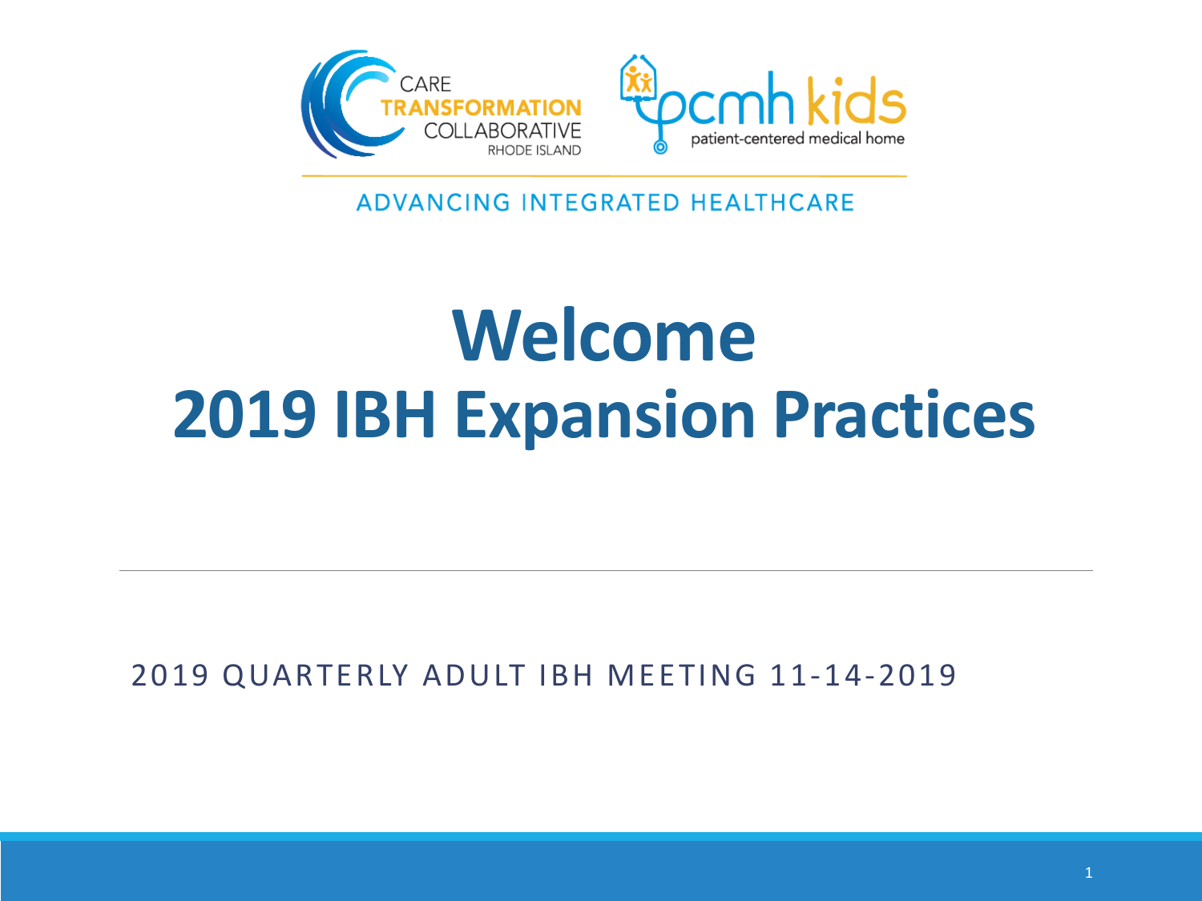CARE TRANSFORMATION COLLABORATIVE RHODE ISLAND

pcmh kids patient-centered medical home

ADVANCING INTEGRATED HEALTHCARE

# Welcome
# 2019 IBH Expansion Practices

2019 QUARTERLY ADULT IBH MEETING 11-14-2019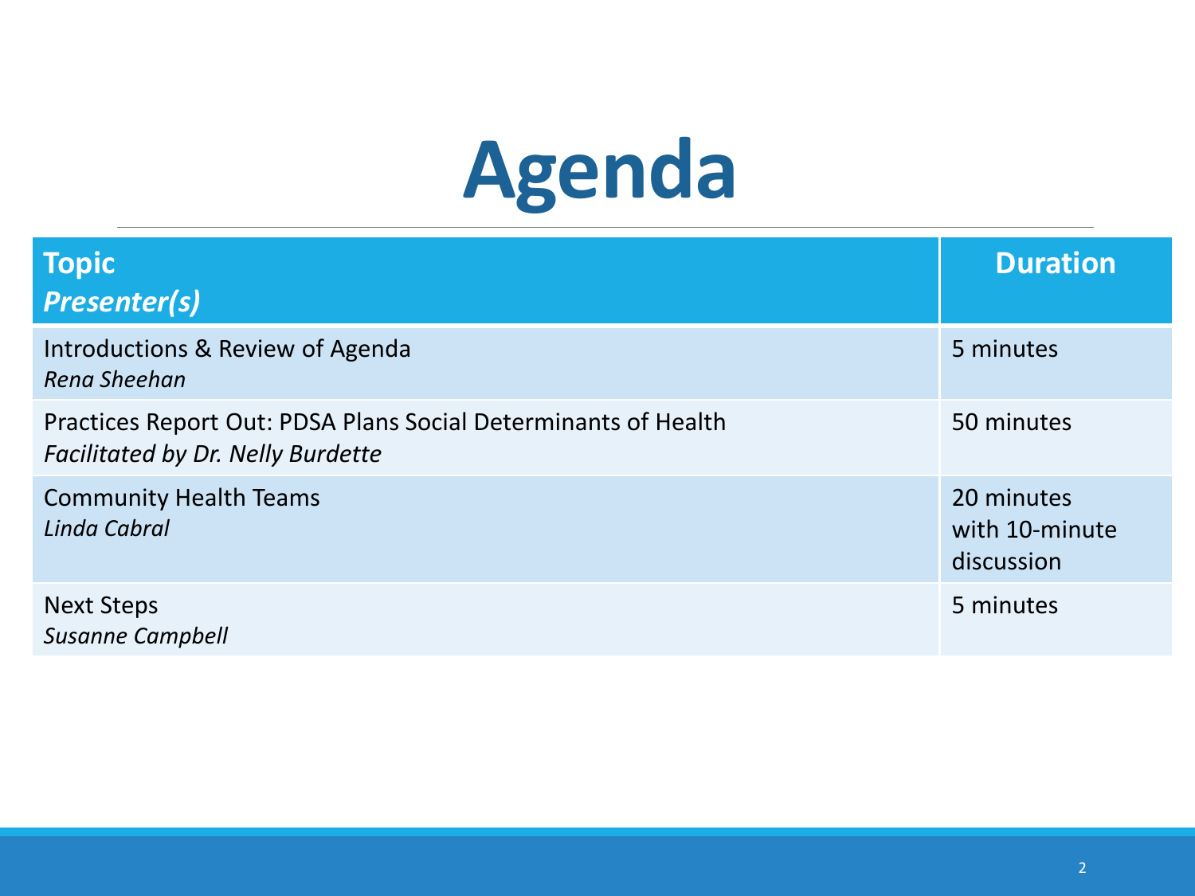# Agenda

| Topic<br>*Presenter(s)* | Duration |
|---|---|
| Introductions & Review of Agenda<br>*Rena Sheehan* | 5 minutes |
| Practices Report Out: PDSA Plans Social Determinants of Health<br>*Facilitated by Dr. Nelly Burdette* | 50 minutes |
| Community Health Teams<br>*Linda Cabral* | 20 minutes with 10-minute discussion |
| Next Steps<br>*Susanne Campbell* | 5 minutes |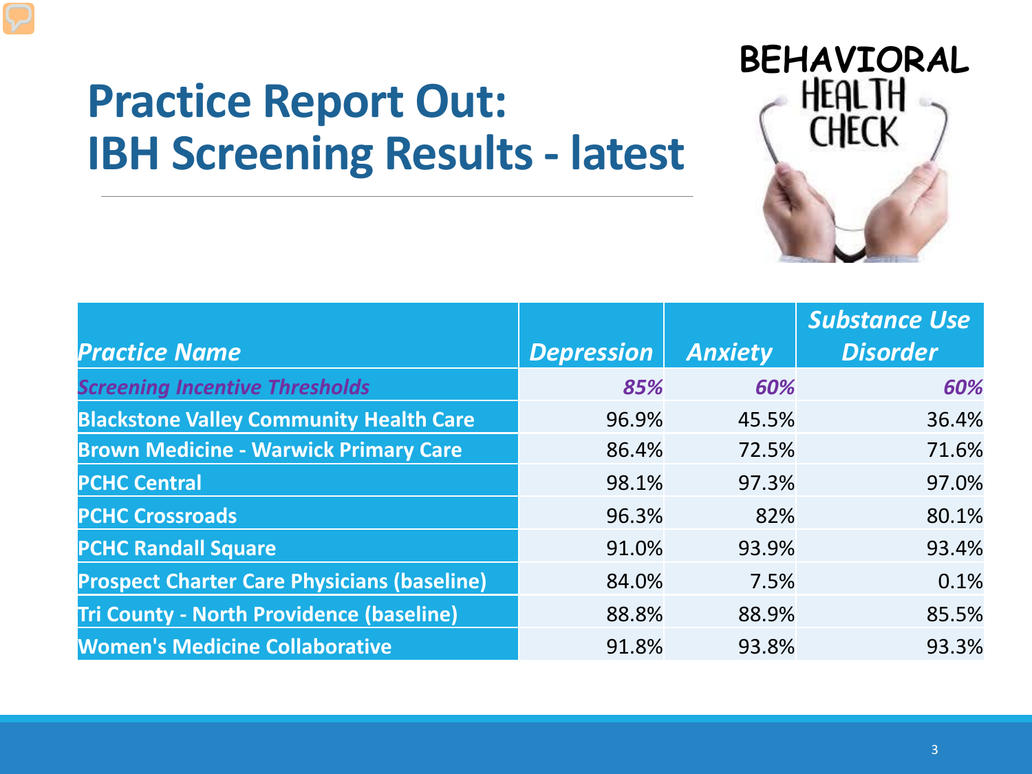# Practice Report Out: IBH Screening Results - latest

BEHAVIORAL HEALTH CHECK

| *Practice Name* | *Depression* | *Anxiety* | *Substance Use Disorder* |
|---|---|---|---|
| *Screening Incentive Thresholds* | *85%* | *60%* | *60%* |
| **Blackstone Valley Community Health Care** | 96.9% | 45.5% | 36.4% |
| **Brown Medicine - Warwick Primary Care** | 86.4% | 72.5% | 71.6% |
| **PCHC Central** | 98.1% | 97.3% | 97.0% |
| **PCHC Crossroads** | 96.3% | 82% | 80.1% |
| **PCHC Randall Square** | 91.0% | 93.9% | 93.4% |
| **Prospect Charter Care Physicians (baseline)** | 84.0% | 7.5% | 0.1% |
| **Tri County - North Providence (baseline)** | 88.8% | 88.9% | 85.5% |
| **Women's Medicine Collaborative** | 91.8% | 93.8% | 93.3% |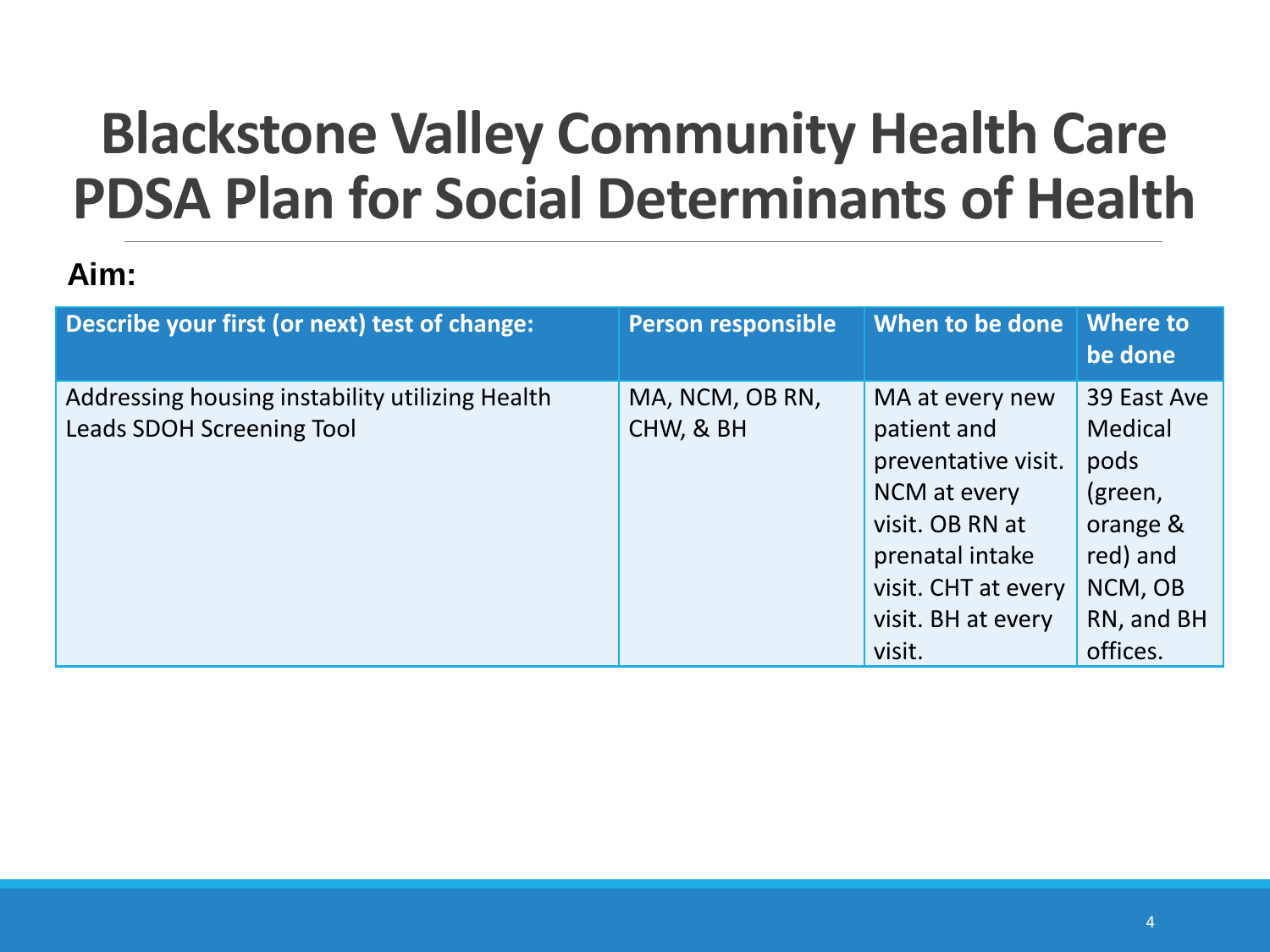# Blackstone Valley Community Health Care PDSA Plan for Social Determinants of Health

**Aim:**

| Describe your first (or next) test of change: | Person responsible | When to be done | Where to be done |
|---|---|---|---|
| Addressing housing instability utilizing Health Leads SDOH Screening Tool | MA, NCM, OB RN, CHW, & BH | MA at every new patient and preventative visit. NCM at every visit. OB RN at prenatal intake visit. CHT at every visit. BH at every visit. | 39 East Ave Medical pods (green, orange & red) and NCM, OB RN, and BH offices. |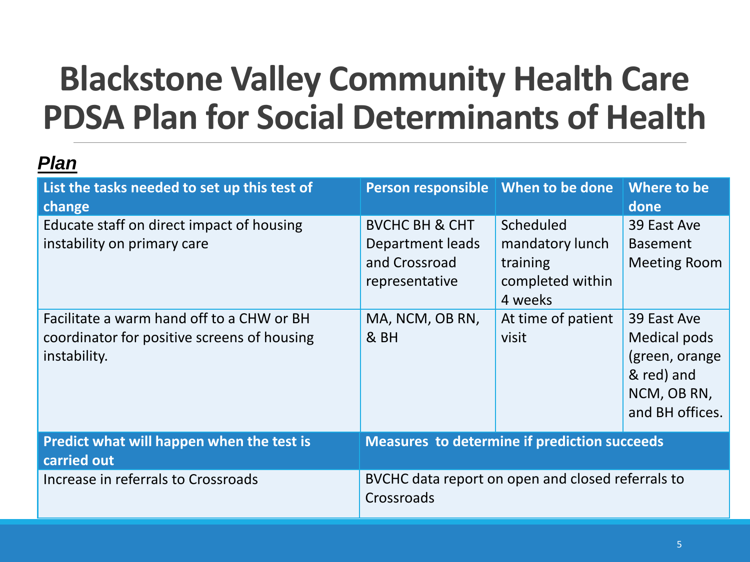# Blackstone Valley Community Health Care PDSA Plan for Social Determinants of Health

***Plan***

| List the tasks needed to set up this test of change | Person responsible | When to be done | Where to be done |
|---|---|---|---|
| Educate staff on direct impact of housing instability on primary care | BVCHC BH & CHT Department leads and Crossroad representative | Scheduled mandatory lunch training completed within 4 weeks | 39 East Ave Basement Meeting Room |
| Facilitate a warm hand off to a CHW or BH coordinator for positive screens of housing instability. | MA, NCM, OB RN, & BH | At time of patient visit | 39 East Ave Medical pods (green, orange & red) and NCM, OB RN, and BH offices. |
| **Predict what will happen when the test is carried out** | **Measures to determine if prediction succeeds** | | |
| Increase in referrals to Crossroads | BVCHC data report on open and closed referrals to Crossroads | | |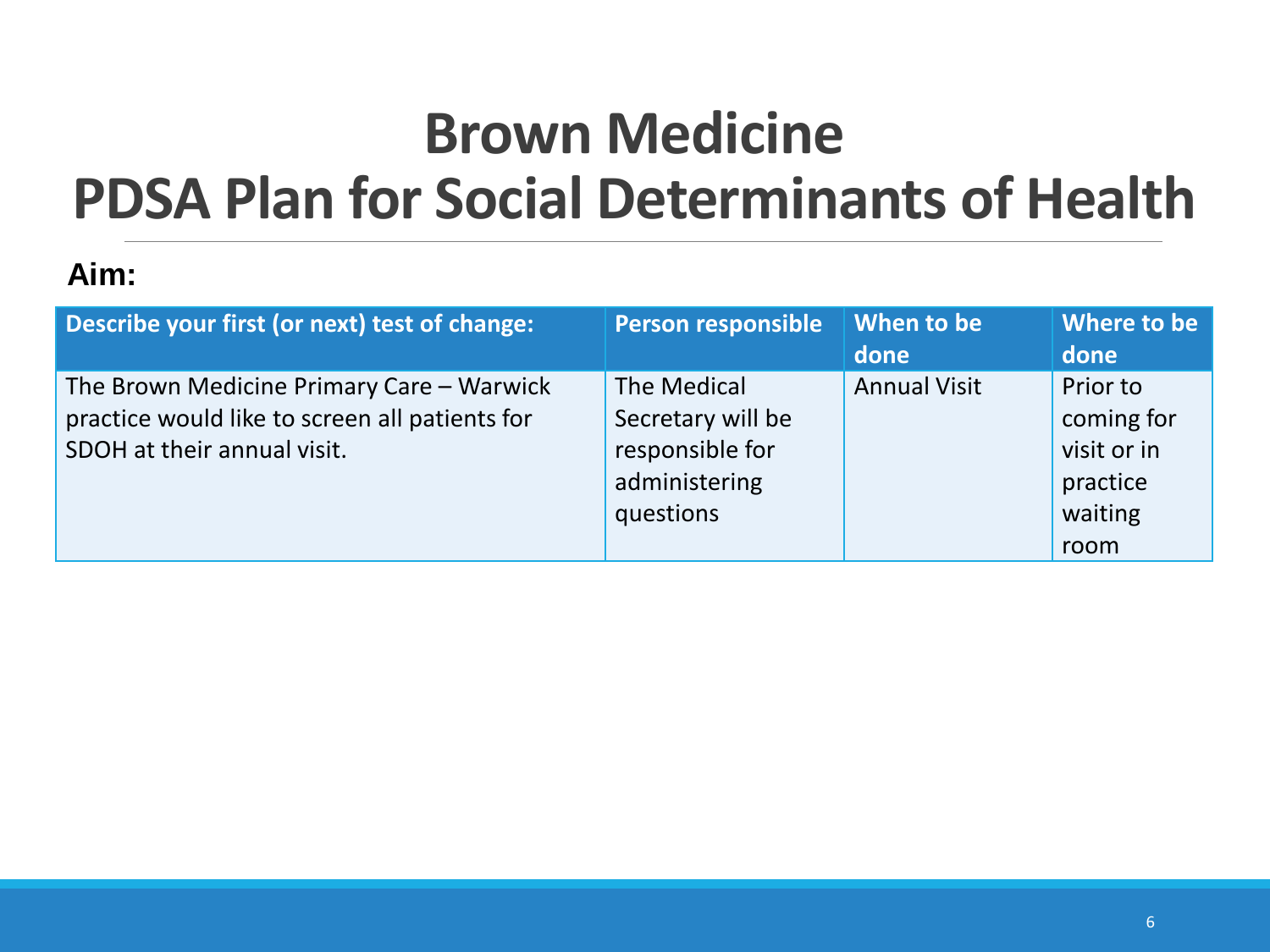# Brown Medicine
# PDSA Plan for Social Determinants of Health

**Aim:**

| Describe your first (or next) test of change: | Person responsible | When to be done | Where to be done |
|---|---|---|---|
| The Brown Medicine Primary Care – Warwick practice would like to screen all patients for SDOH at their annual visit. | The Medical Secretary will be responsible for administering questions | Annual Visit | Prior to coming for visit or in practice waiting room |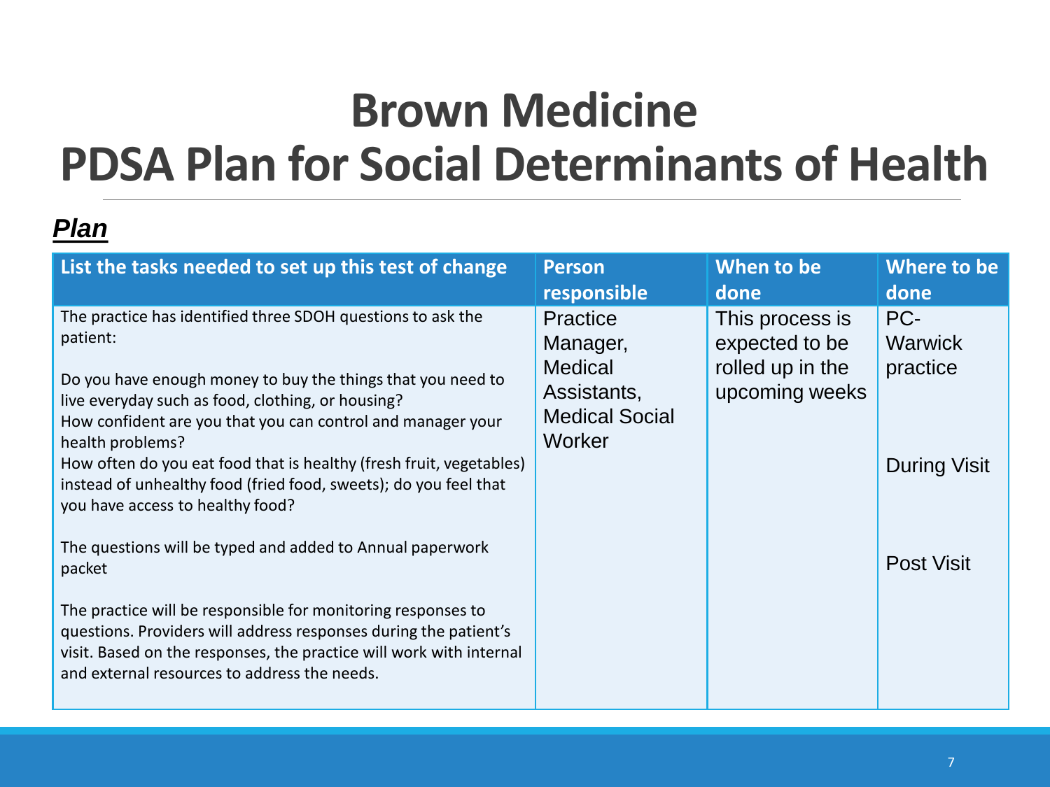# Brown Medicine
# PDSA Plan for Social Determinants of Health

***Plan***

| List the tasks needed to set up this test of change | Person responsible | When to be done | Where to be done |
|---|---|---|---|
| The practice has identified three SDOH questions to ask the patient:<br><br>Do you have enough money to buy the things that you need to live everyday such as food, clothing, or housing?<br>How confident are you that you can control and manager your health problems?<br>How often do you eat food that is healthy (fresh fruit, vegetables) instead of unhealthy food (fried food, sweets); do you feel that you have access to healthy food?<br><br>The questions will be typed and added to Annual paperwork packet<br><br>The practice will be responsible for monitoring responses to questions. Providers will address responses during the patient's visit. Based on the responses, the practice will work with internal and external resources to address the needs. | Practice Manager, Medical Assistants, Medical Social Worker | This process is expected to be rolled up in the upcoming weeks | PC-Warwick practice<br><br>During Visit<br><br>Post Visit |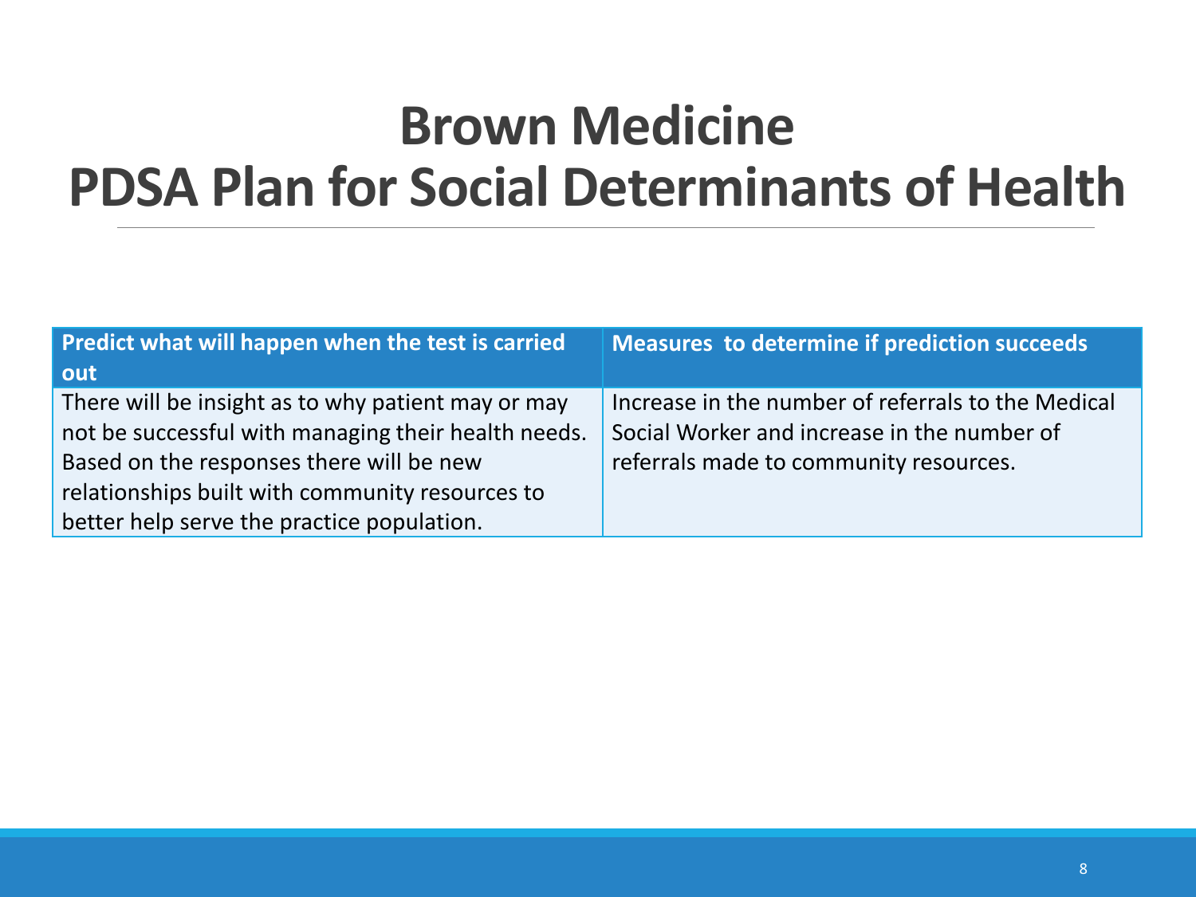# Brown Medicine
# PDSA Plan for Social Determinants of Health

| Predict what will happen when the test is carried out | Measures to determine if prediction succeeds |
|---|---|
| There will be insight as to why patient may or may not be successful with managing their health needs. Based on the responses there will be new relationships built with community resources to better help serve the practice population. | Increase in the number of referrals to the Medical Social Worker and increase in the number of referrals made to community resources. |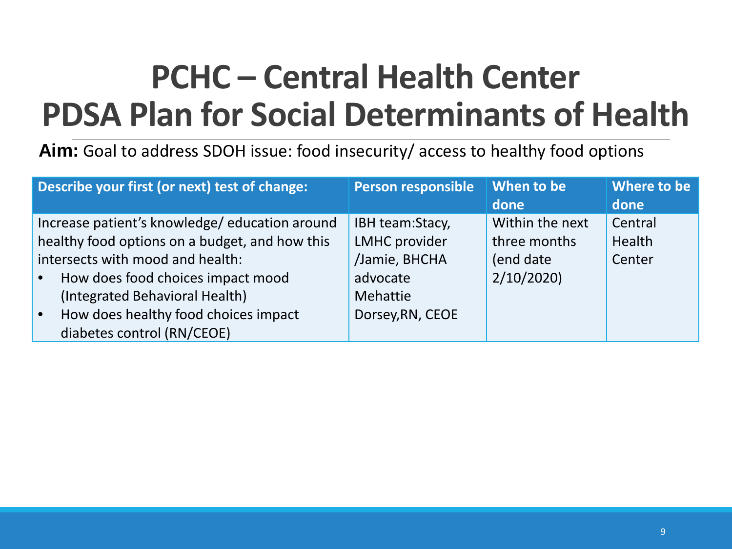# PCHC – Central Health Center
# PDSA Plan for Social Determinants of Health

**Aim:** Goal to address SDOH issue: food insecurity/ access to healthy food options

| Describe your first (or next) test of change: | Person responsible | When to be done | Where to be done |
|---|---|---|---|
| Increase patient's knowledge/ education around healthy food options on a budget, and how this intersects with mood and health:<br>• How does food choices impact mood (Integrated Behavioral Health)<br>• How does healthy food choices impact diabetes control (RN/CEOE) | IBH team:Stacy, LMHC provider /Jamie, BHCHA advocate Mehattie Dorsey,RN, CEOE | Within the next three months (end date 2/10/2020) | Central Health Center |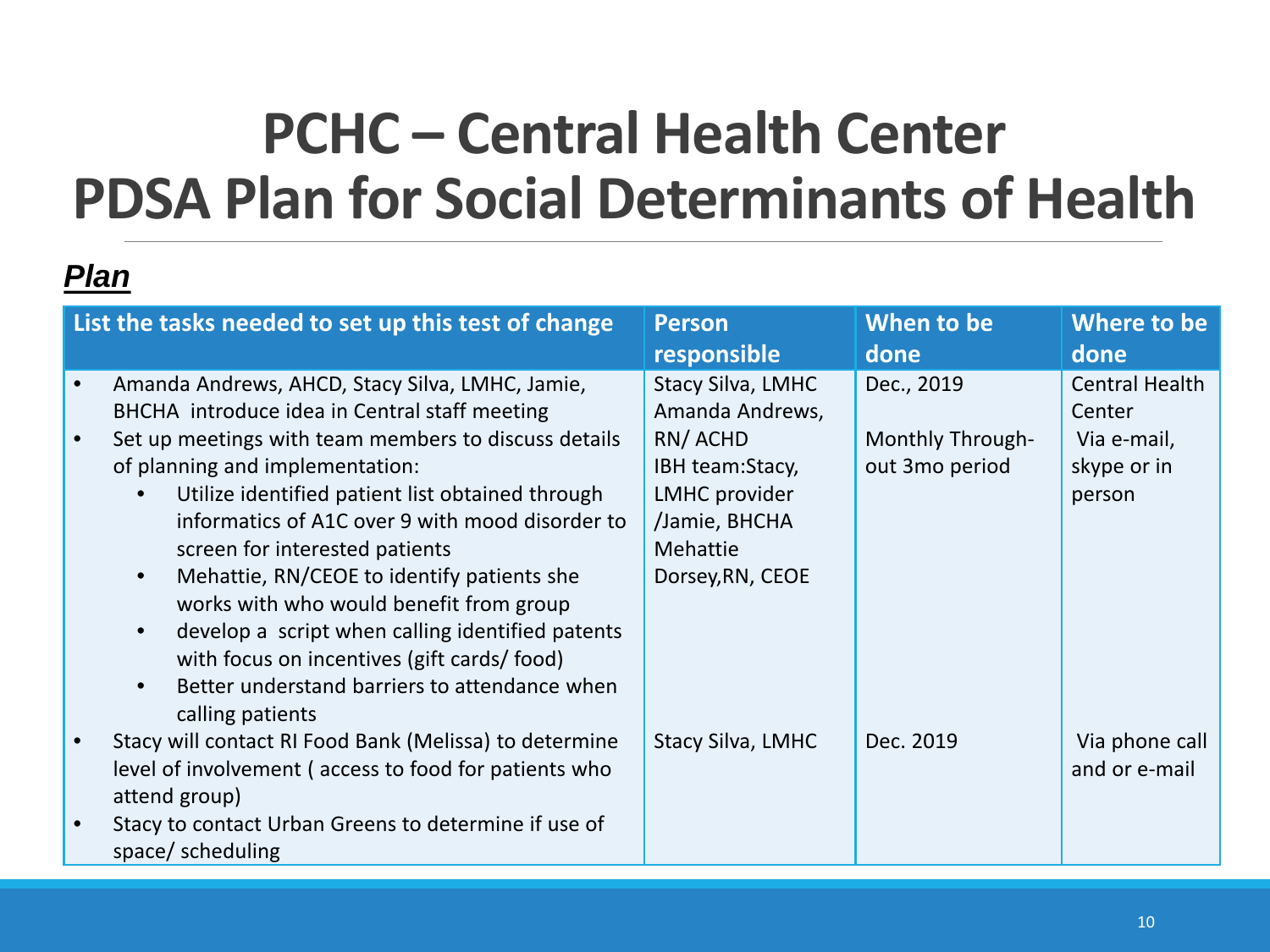# PCHC – Central Health Center
# PDSA Plan for Social Determinants of Health

***Plan***

| List the tasks needed to set up this test of change | Person responsible | When to be done | Where to be done |
|---|---|---|---|
| • Amanda Andrews, AHCD, Stacy Silva, LMHC, Jamie, BHCHA introduce idea in Central staff meeting<br>• Set up meetings with team members to discuss details of planning and implementation:<br>&nbsp;&nbsp;&nbsp;&nbsp;• Utilize identified patient list obtained through informatics of A1C over 9 with mood disorder to screen for interested patients<br>&nbsp;&nbsp;&nbsp;&nbsp;• Mehattie, RN/CEOE to identify patients she works with who would benefit from group<br>&nbsp;&nbsp;&nbsp;&nbsp;• develop a script when calling identified patents with focus on incentives (gift cards/ food)<br>&nbsp;&nbsp;&nbsp;&nbsp;• Better understand barriers to attendance when calling patients | Stacy Silva, LMHC Amanda Andrews, RN/ ACHD IBH team:Stacy, LMHC provider /Jamie, BHCHA Mehattie Dorsey,RN, CEOE | Dec., 2019<br><br>Monthly Through-out 3mo period | Central Health Center Via e-mail, skype or in person |
| • Stacy will contact RI Food Bank (Melissa) to determine level of involvement ( access to food for patients who attend group)<br>• Stacy to contact Urban Greens to determine if use of space/ scheduling | Stacy Silva, LMHC | Dec. 2019 | Via phone call and or e-mail |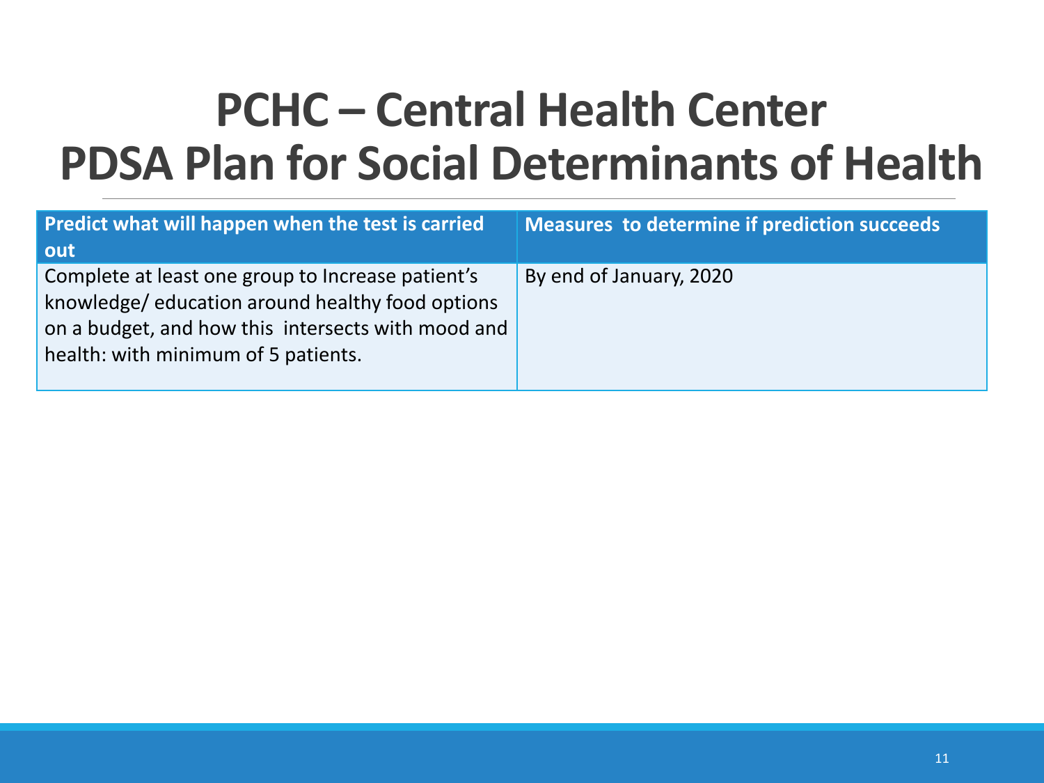# PCHC – Central Health Center
# PDSA Plan for Social Determinants of Health

| Predict what will happen when the test is carried out | Measures to determine if prediction succeeds |
|---|---|
| Complete at least one group to Increase patient's knowledge/ education around healthy food options on a budget, and how this intersects with mood and health: with minimum of 5 patients. | By end of January, 2020 |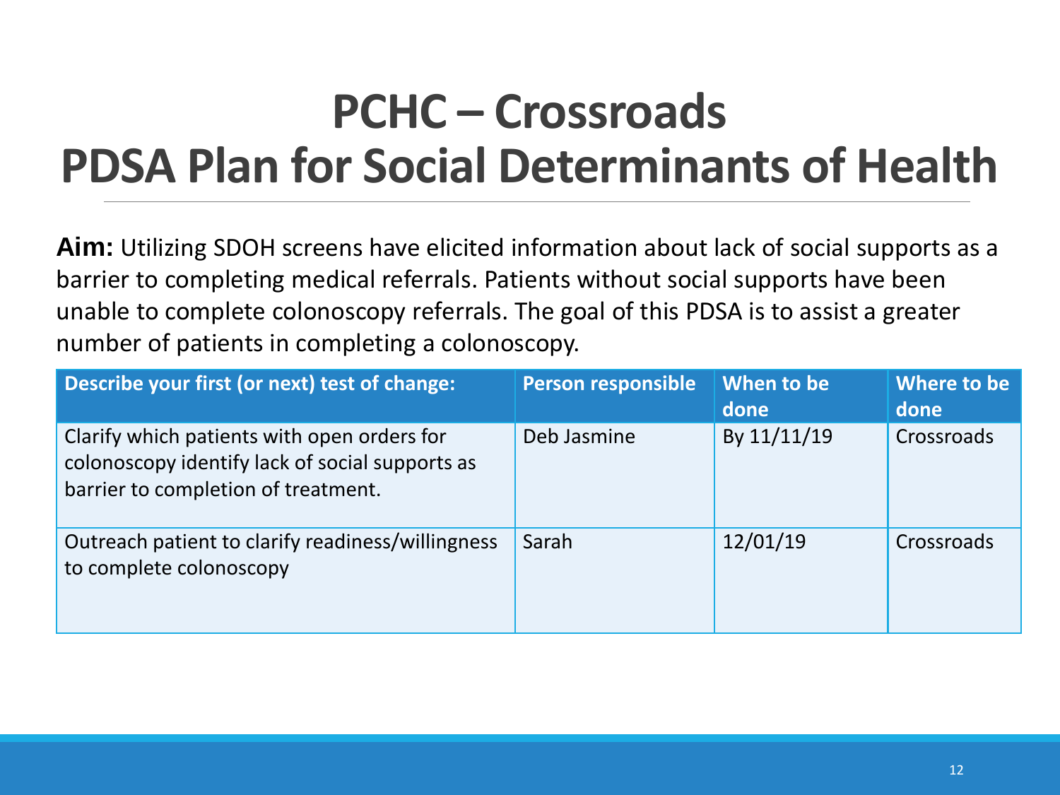# PCHC – Crossroads
# PDSA Plan for Social Determinants of Health

**Aim:** Utilizing SDOH screens have elicited information about lack of social supports as a barrier to completing medical referrals. Patients without social supports have been unable to complete colonoscopy referrals. The goal of this PDSA is to assist a greater number of patients in completing a colonoscopy.

| Describe your first (or next) test of change: | Person responsible | When to be done | Where to be done |
|---|---|---|---|
| Clarify which patients with open orders for colonoscopy identify lack of social supports as barrier to completion of treatment. | Deb Jasmine | By 11/11/19 | Crossroads |
| Outreach patient to clarify readiness/willingness to complete colonoscopy | Sarah | 12/01/19 | Crossroads |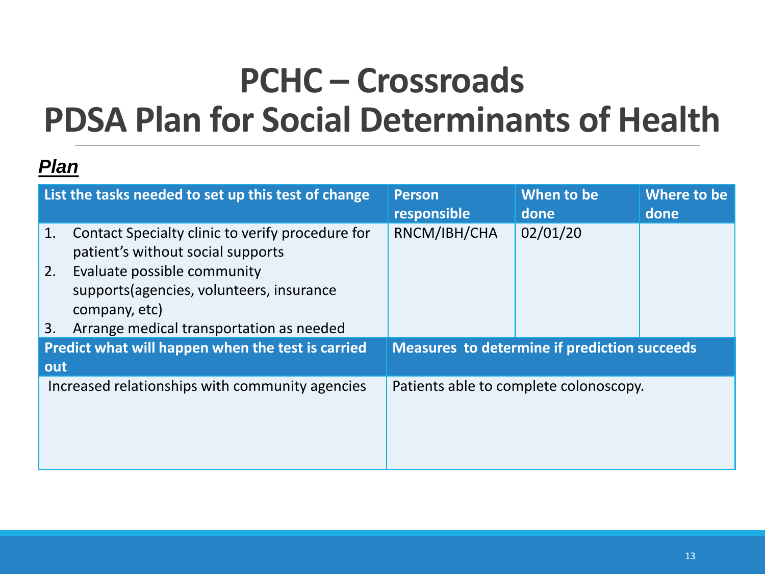# PCHC – Crossroads
# PDSA Plan for Social Determinants of Health

***Plan***

| List the tasks needed to set up this test of change | Person responsible | When to be done | Where to be done |
|---|---|---|---|
| 1. Contact Specialty clinic to verify procedure for patient's without social supports<br>2. Evaluate possible community supports(agencies, volunteers, insurance company, etc)<br>3. Arrange medical transportation as needed | RNCM/IBH/CHA | 02/01/20 | |
| **Predict what will happen when the test is carried out** | **Measures to determine if prediction succeeds** | | |
| Increased relationships with community agencies | Patients able to complete colonoscopy. | | |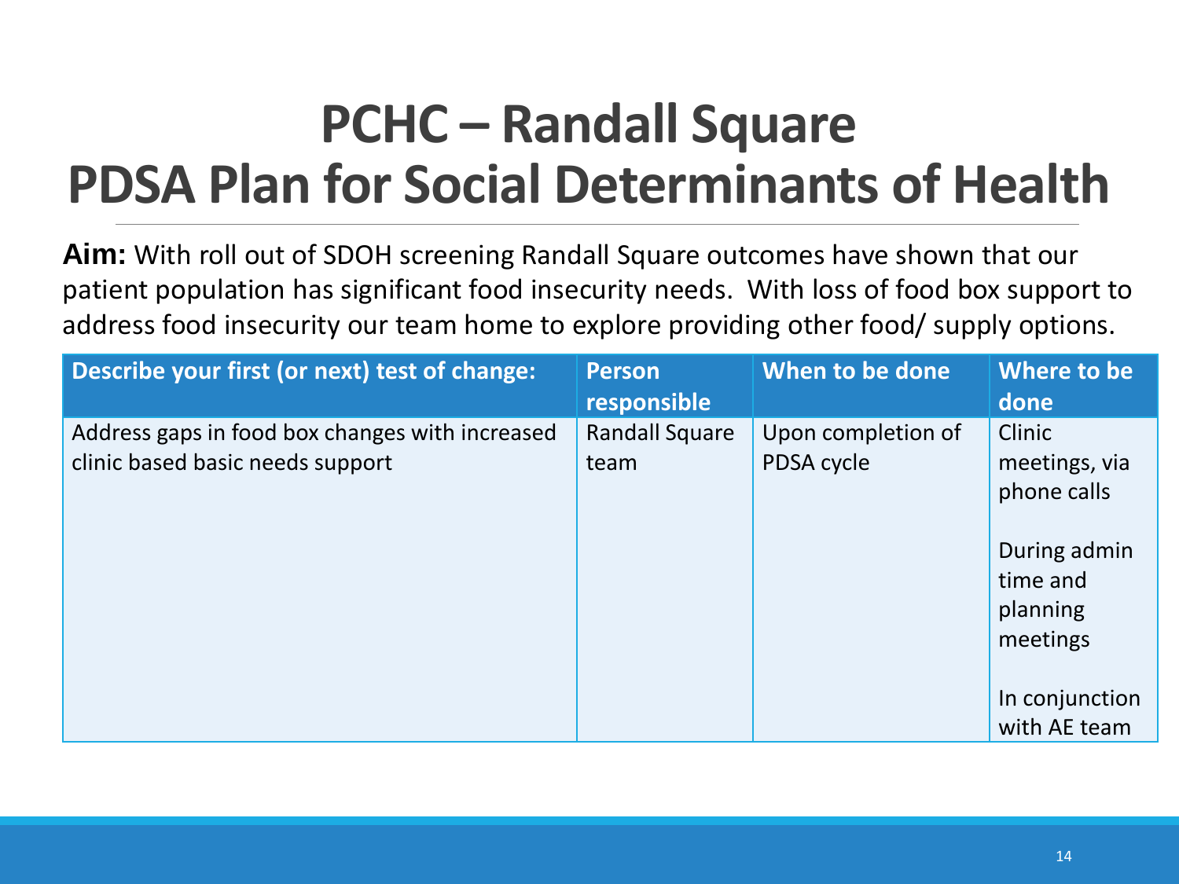# PCHC – Randall Square
# PDSA Plan for Social Determinants of Health

**Aim:** With roll out of SDOH screening Randall Square outcomes have shown that our patient population has significant food insecurity needs. With loss of food box support to address food insecurity our team home to explore providing other food/ supply options.

| Describe your first (or next) test of change: | Person responsible | When to be done | Where to be done |
|---|---|---|---|
| Address gaps in food box changes with increased clinic based basic needs support | Randall Square team | Upon completion of PDSA cycle | Clinic meetings, via phone calls<br><br>During admin time and planning meetings<br><br>In conjunction with AE team |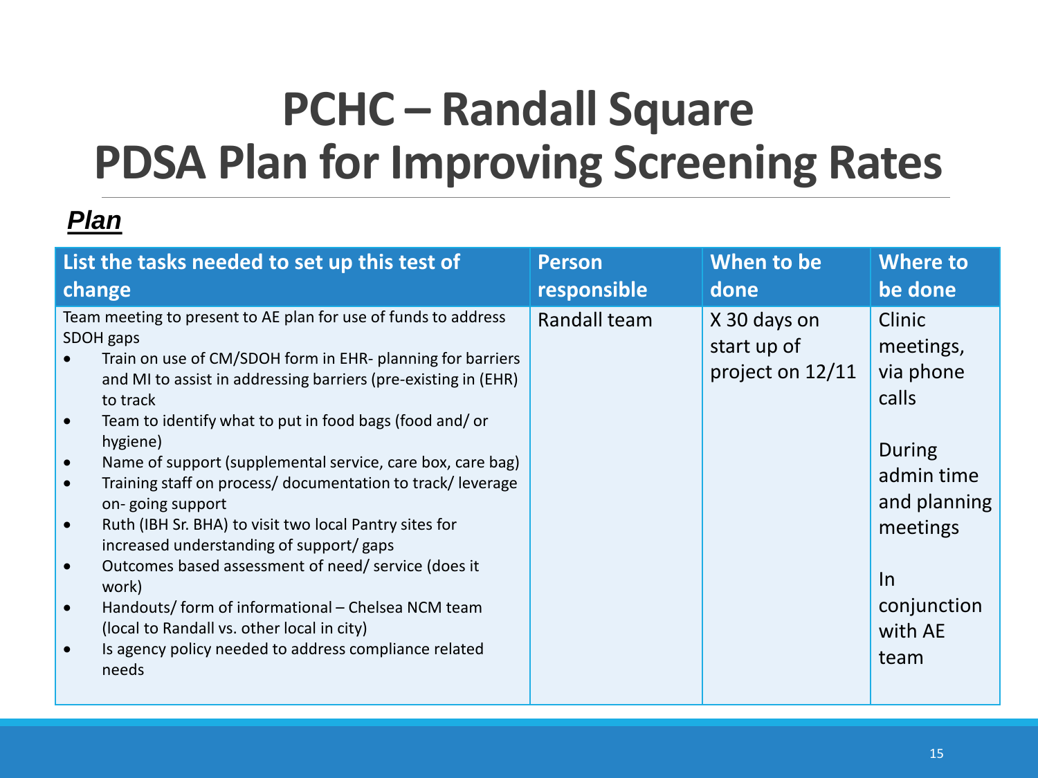# PCHC – Randall Square
# PDSA Plan for Improving Screening Rates

***Plan***

| List the tasks needed to set up this test of change | Person responsible | When to be done | Where to be done |
|---|---|---|---|
| Team meeting to present to AE plan for use of funds to address SDOH gaps<br>• Train on use of CM/SDOH form in EHR- planning for barriers and MI to assist in addressing barriers (pre-existing in (EHR) to track<br>• Team to identify what to put in food bags (food and/ or hygiene)<br>• Name of support (supplemental service, care box, care bag)<br>• Training staff on process/ documentation to track/ leverage on- going support<br>• Ruth (IBH Sr. BHA) to visit two local Pantry sites for increased understanding of support/ gaps<br>• Outcomes based assessment of need/ service (does it work)<br>• Handouts/ form of informational – Chelsea NCM team (local to Randall vs. other local in city)<br>• Is agency policy needed to address compliance related needs | Randall team | X 30 days on start up of project on 12/11 | Clinic meetings, via phone calls<br><br>During admin time and planning meetings<br><br>In conjunction with AE team |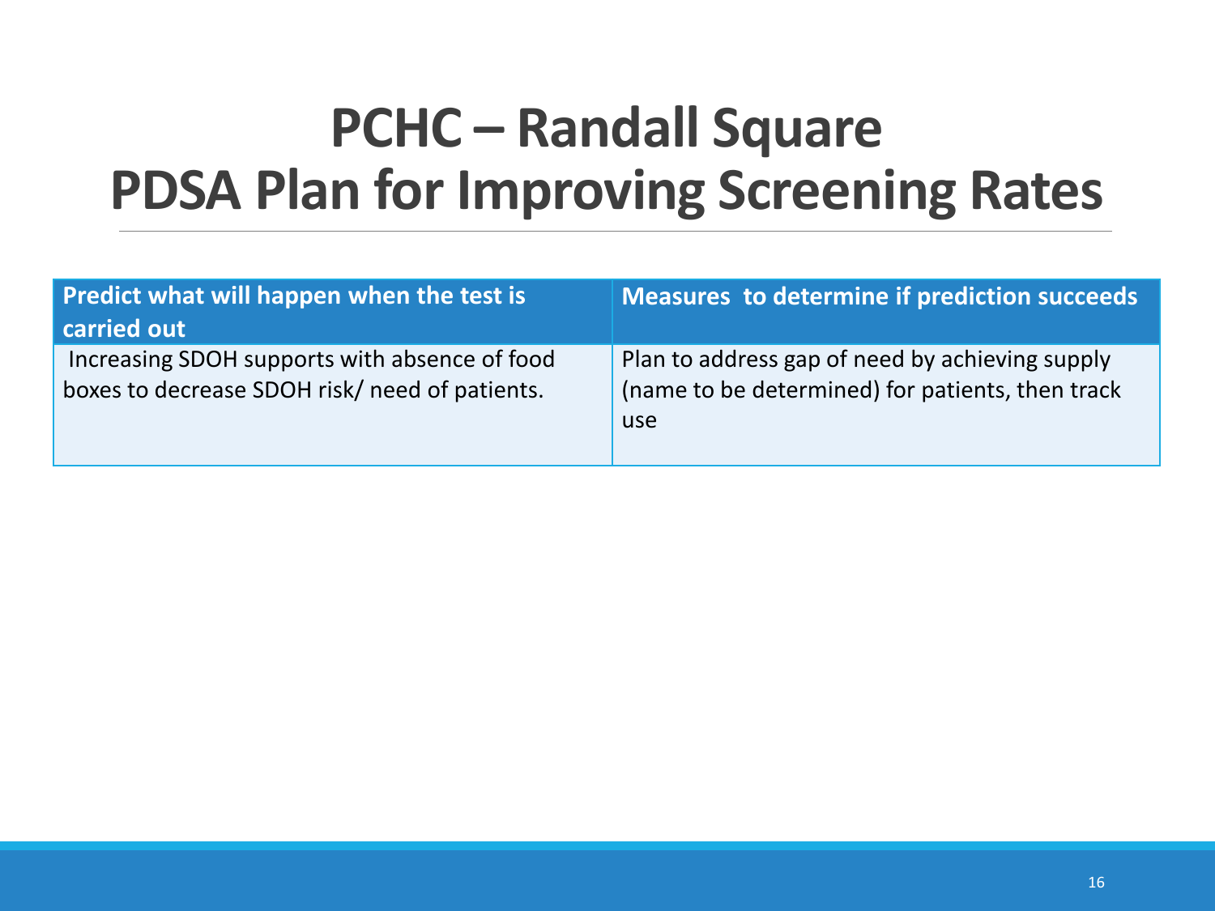# PCHC – Randall Square
# PDSA Plan for Improving Screening Rates

| Predict what will happen when the test is carried out | Measures to determine if prediction succeeds |
|---|---|
| Increasing SDOH supports with absence of food boxes to decrease SDOH risk/ need of patients. | Plan to address gap of need by achieving supply (name to be determined) for patients, then track use |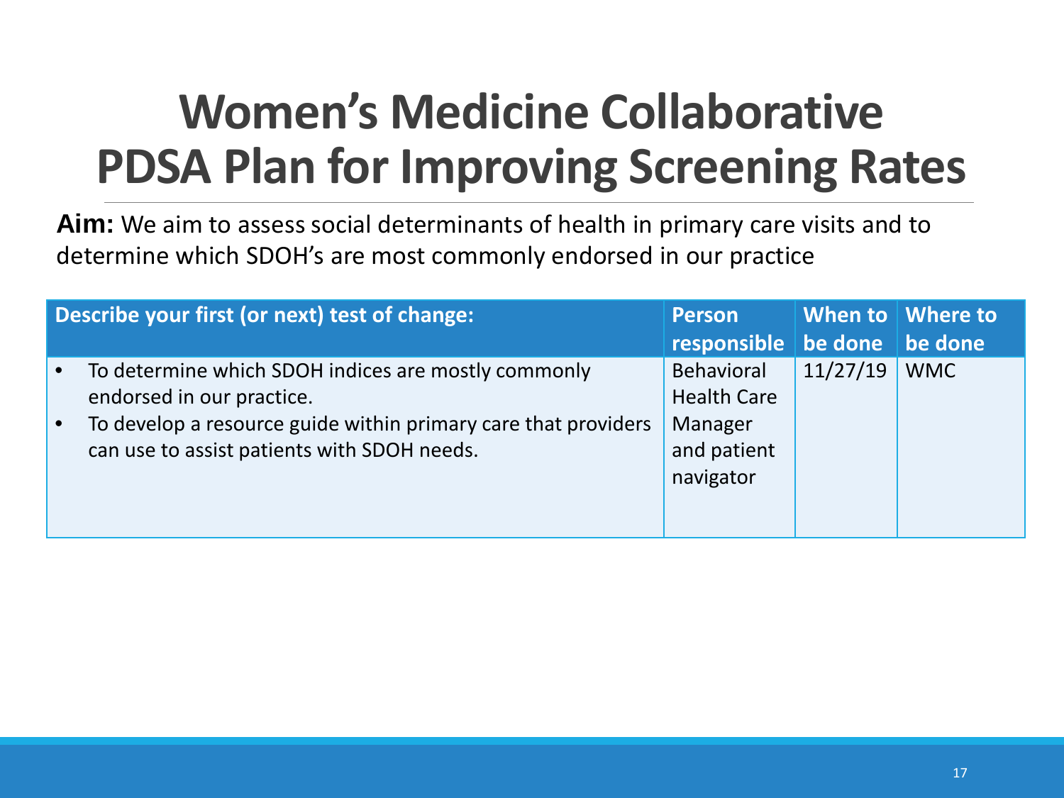# Women's Medicine Collaborative PDSA Plan for Improving Screening Rates

**Aim:** We aim to assess social determinants of health in primary care visits and to determine which SDOH's are most commonly endorsed in our practice

| Describe your first (or next) test of change: | Person responsible | When to be done | Where to be done |
| --- | --- | --- | --- |
| • To determine which SDOH indices are mostly commonly endorsed in our practice.<br>• To develop a resource guide within primary care that providers can use to assist patients with SDOH needs. | Behavioral Health Care Manager and patient navigator | 11/27/19 | WMC |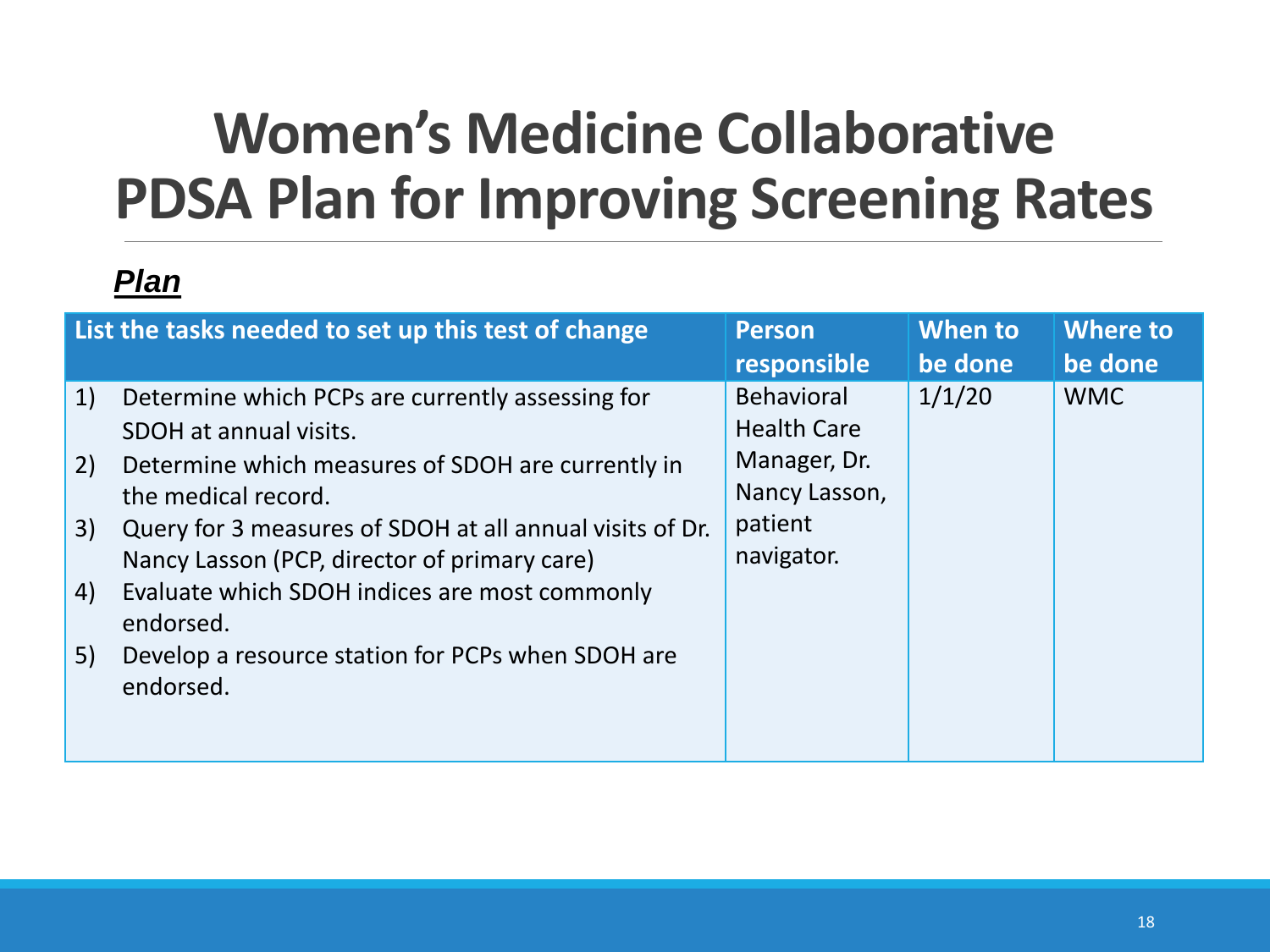# Women's Medicine Collaborative PDSA Plan for Improving Screening Rates

***Plan***

| List the tasks needed to set up this test of change | Person responsible | When to be done | Where to be done |
|---|---|---|---|
| 1) Determine which PCPs are currently assessing for SDOH at annual visits.<br>2) Determine which measures of SDOH are currently in the medical record.<br>3) Query for 3 measures of SDOH at all annual visits of Dr. Nancy Lasson (PCP, director of primary care)<br>4) Evaluate which SDOH indices are most commonly endorsed.<br>5) Develop a resource station for PCPs when SDOH are endorsed. | Behavioral Health Care Manager, Dr. Nancy Lasson, patient navigator. | 1/1/20 | WMC |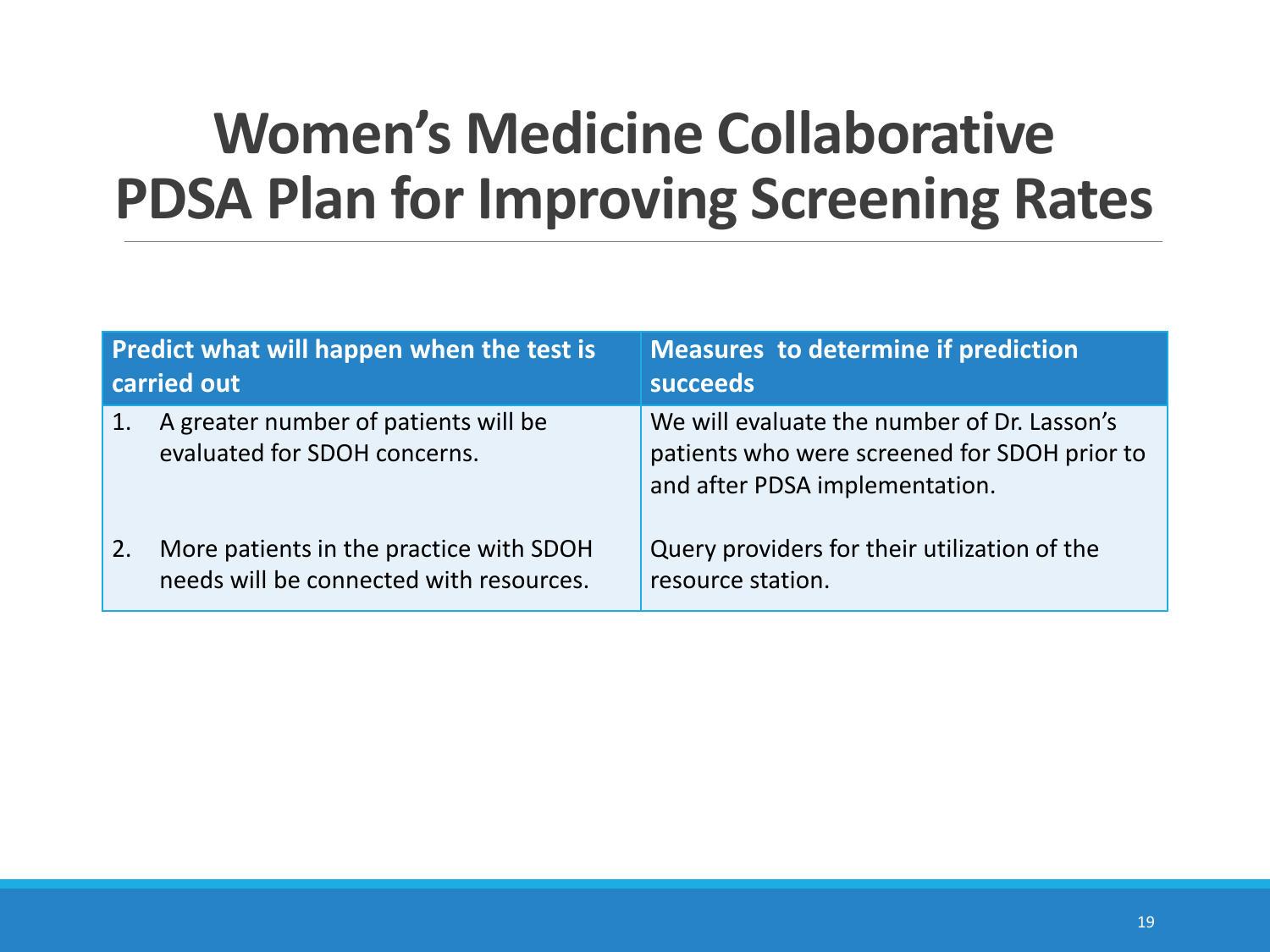# Women's Medicine Collaborative PDSA Plan for Improving Screening Rates

| Predict what will happen when the test is carried out | Measures to determine if prediction succeeds |
| --- | --- |
| 1. A greater number of patients will be evaluated for SDOH concerns. | We will evaluate the number of Dr. Lasson's patients who were screened for SDOH prior to and after PDSA implementation. |
| 2. More patients in the practice with SDOH needs will be connected with resources. | Query providers for their utilization of the resource station. |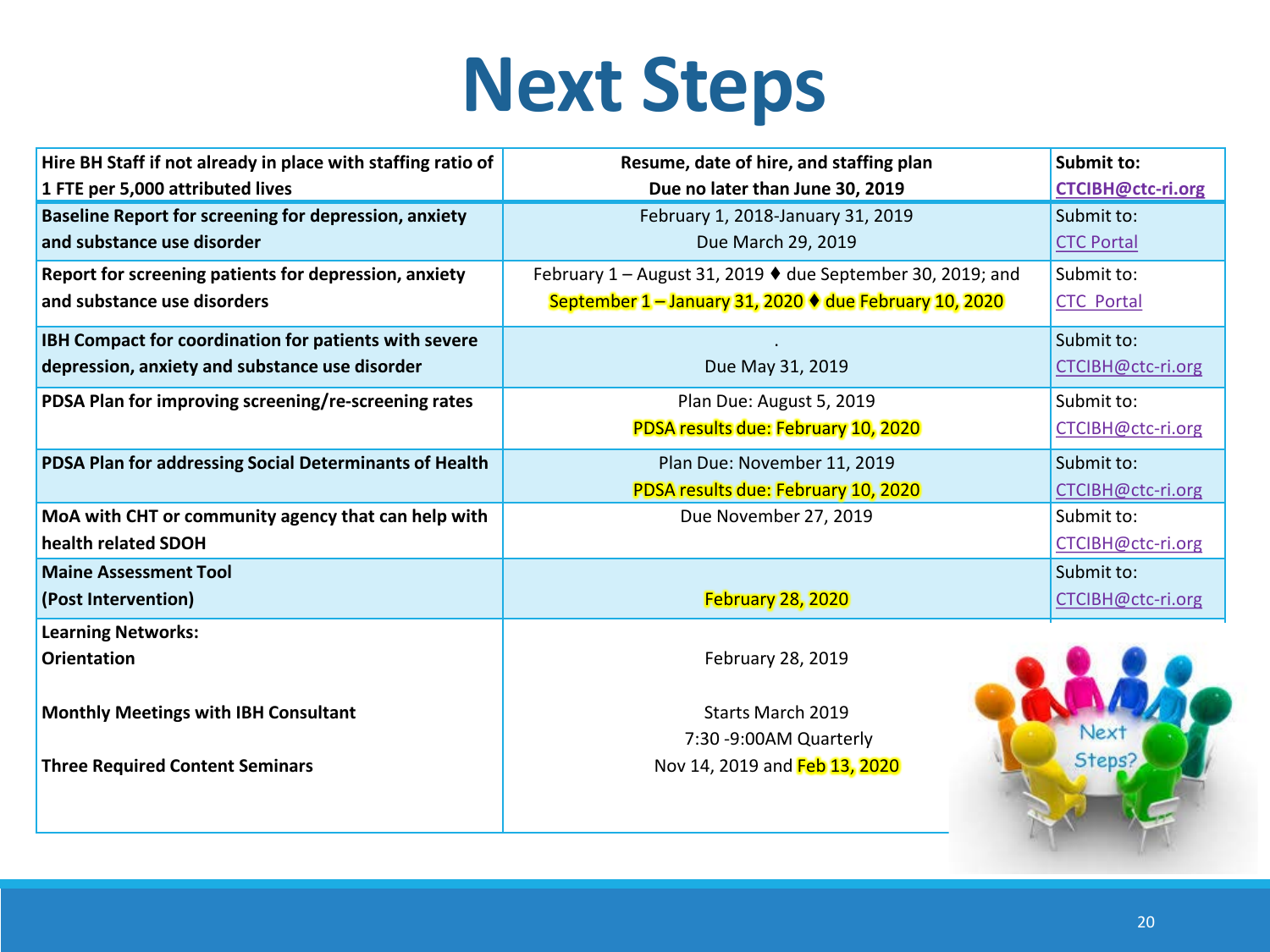# Next Steps

| **Hire BH Staff if not already in place with staffing ratio of 1 FTE per 5,000 attributed lives** | **Resume, date of hire, and staffing plan Due no later than June 30, 2019** | **Submit to: CTCIBH@ctc-ri.org** |
|---|---|---|
| **Baseline Report for screening for depression, anxiety and substance use disorder** | February 1, 2018-January 31, 2019<br>Due March 29, 2019 | Submit to: CTC Portal |
| **Report for screening patients for depression, anxiety and substance use disorders** | February 1 – August 31, 2019 ♦ due September 30, 2019; and<br>September 1 – January 31, 2020 ♦ due February 10, 2020 | Submit to: CTC Portal |
| **IBH Compact for coordination for patients with severe depression, anxiety and substance use disorder** | .<br>Due May 31, 2019 | Submit to: CTCIBH@ctc-ri.org |
| **PDSA Plan for improving screening/re-screening rates** | Plan Due: August 5, 2019<br>PDSA results due: February 10, 2020 | Submit to: CTCIBH@ctc-ri.org |
| **PDSA Plan for addressing Social Determinants of Health** | Plan Due: November 11, 2019<br>PDSA results due: February 10, 2020 | Submit to: CTCIBH@ctc-ri.org |
| **MoA with CHT or community agency that can help with health related SDOH** | Due November 27, 2019 | Submit to: CTCIBH@ctc-ri.org |
| **Maine Assessment Tool (Post Intervention)** | February 28, 2020 | Submit to: CTCIBH@ctc-ri.org |
| **Learning Networks:**<br>**Orientation**<br><br>**Monthly Meetings with IBH Consultant**<br><br>**Three Required Content Seminars** | <br>February 28, 2019<br><br>Starts March 2019<br>7:30 -9:00AM Quarterly<br>Nov 14, 2019 and Feb 13, 2020 | |